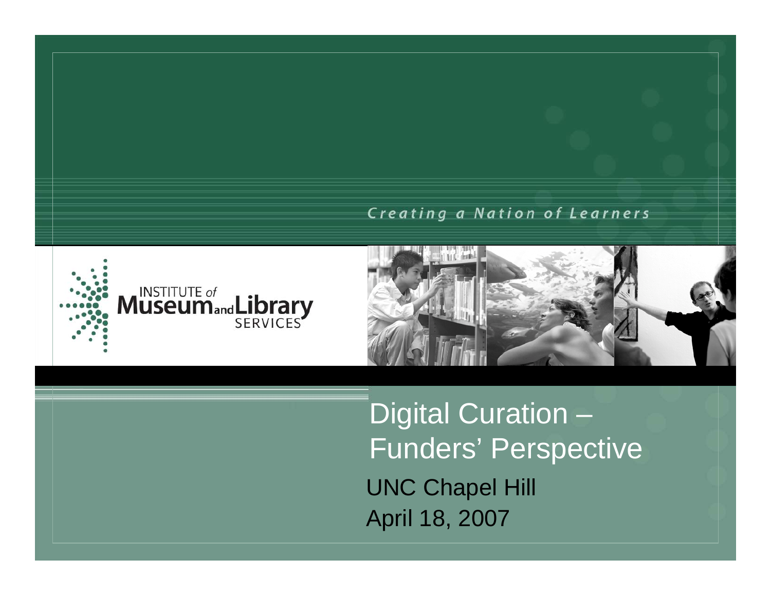*Creating a Nation of Learners*

INSTITUTE *of* Museum and Library SERVICES

# Digital Curation – Funders' Perspective

UNC Chapel Hill

April 18, 2007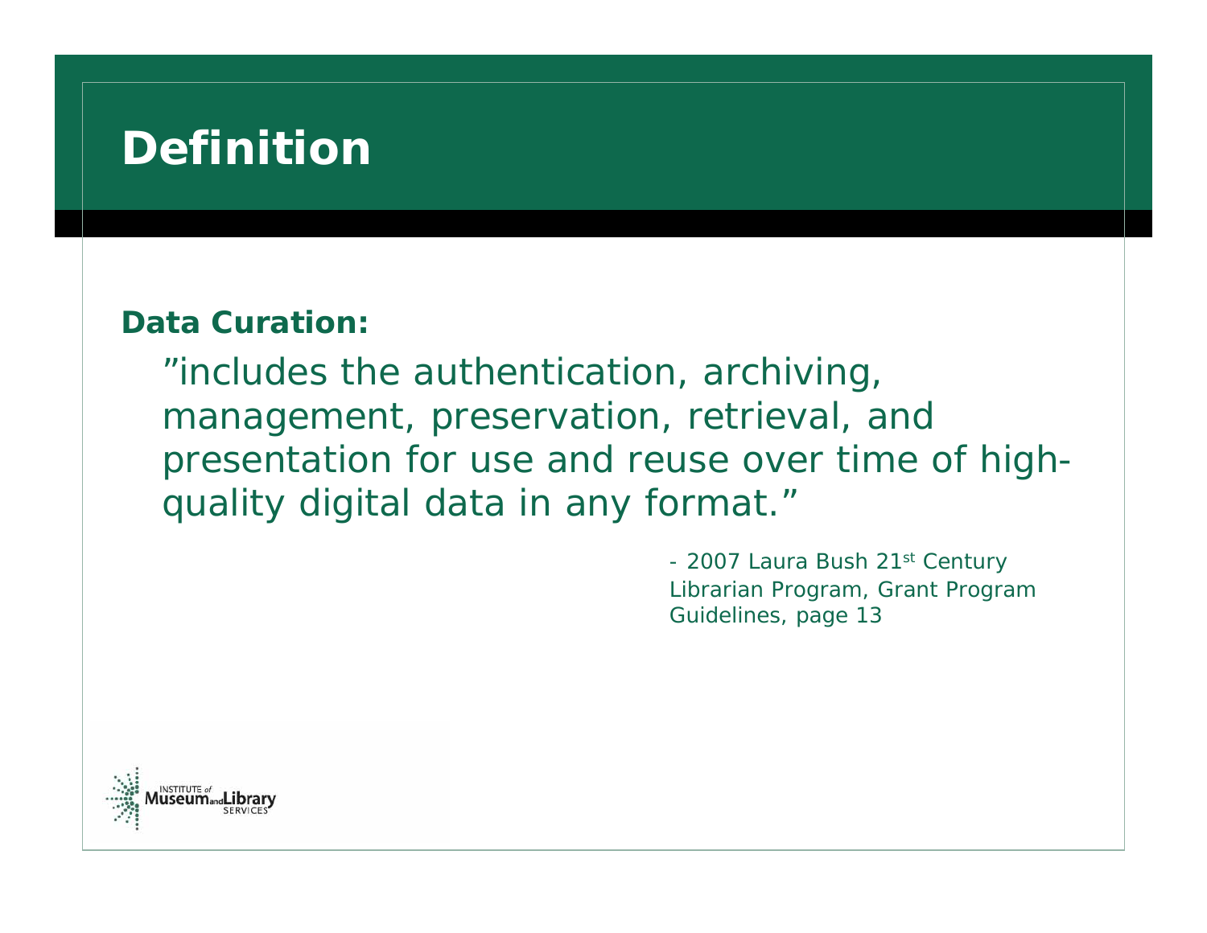# Definition

**Data Curation:**

> ”includes the authentication, archiving, management, preservation, retrieval, and presentation for use and reuse over time of high-quality digital data in any format.”

- 2007 Laura Bush 21st Century Librarian Program, Grant Program Guidelines, page 13

INSTITUTE of Museum and Library SERVICES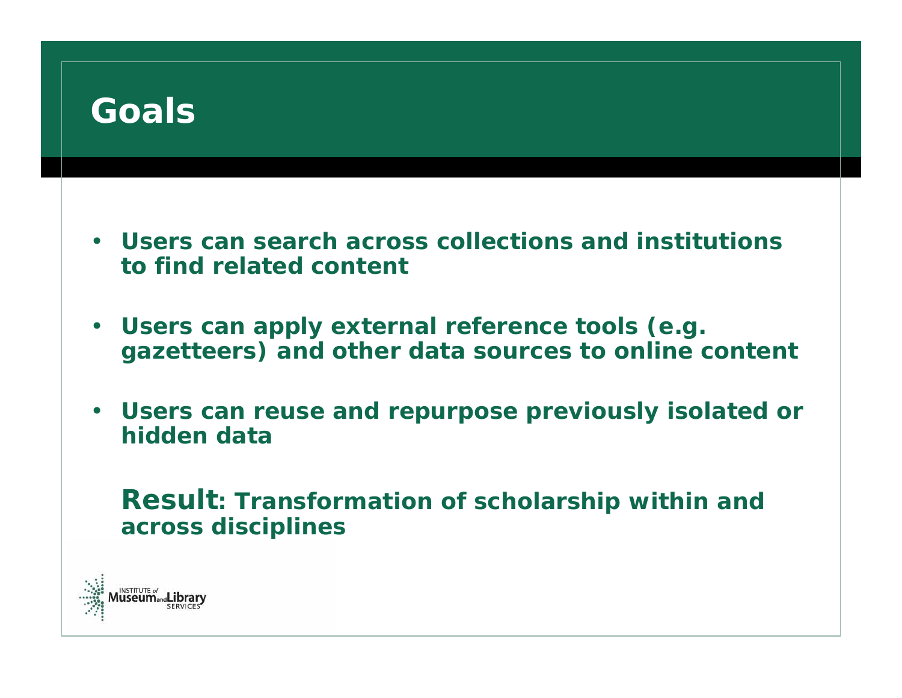# Goals

- **Users can search across collections and institutions to find related content**
- **Users can apply external reference tools (e.g. gazetteers) and other data sources to online content**
- **Users can reuse and repurpose previously isolated or hidden data**

**Result: Transformation of scholarship within and across disciplines**

INSTITUTE *of* Museum and Library SERVICES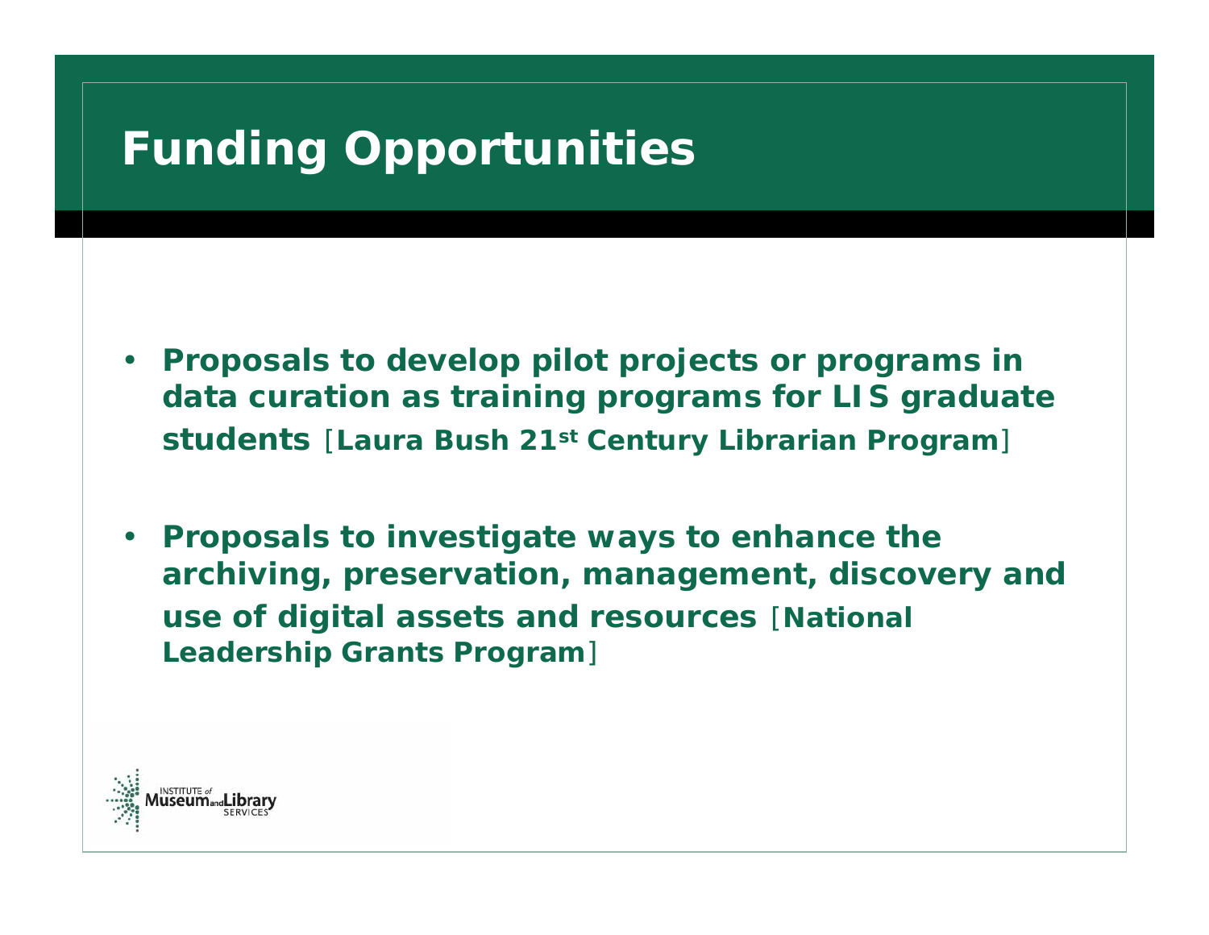# Funding Opportunities

- **Proposals to develop pilot projects or programs in data curation as training programs for LIS graduate students** [**Laura Bush 21st Century Librarian Program**]

- **Proposals to investigate ways to enhance the archiving, preservation, management, discovery and use of digital assets and resources** [**National Leadership Grants Program**]

INSTITUTE of Museum and Library SERVICES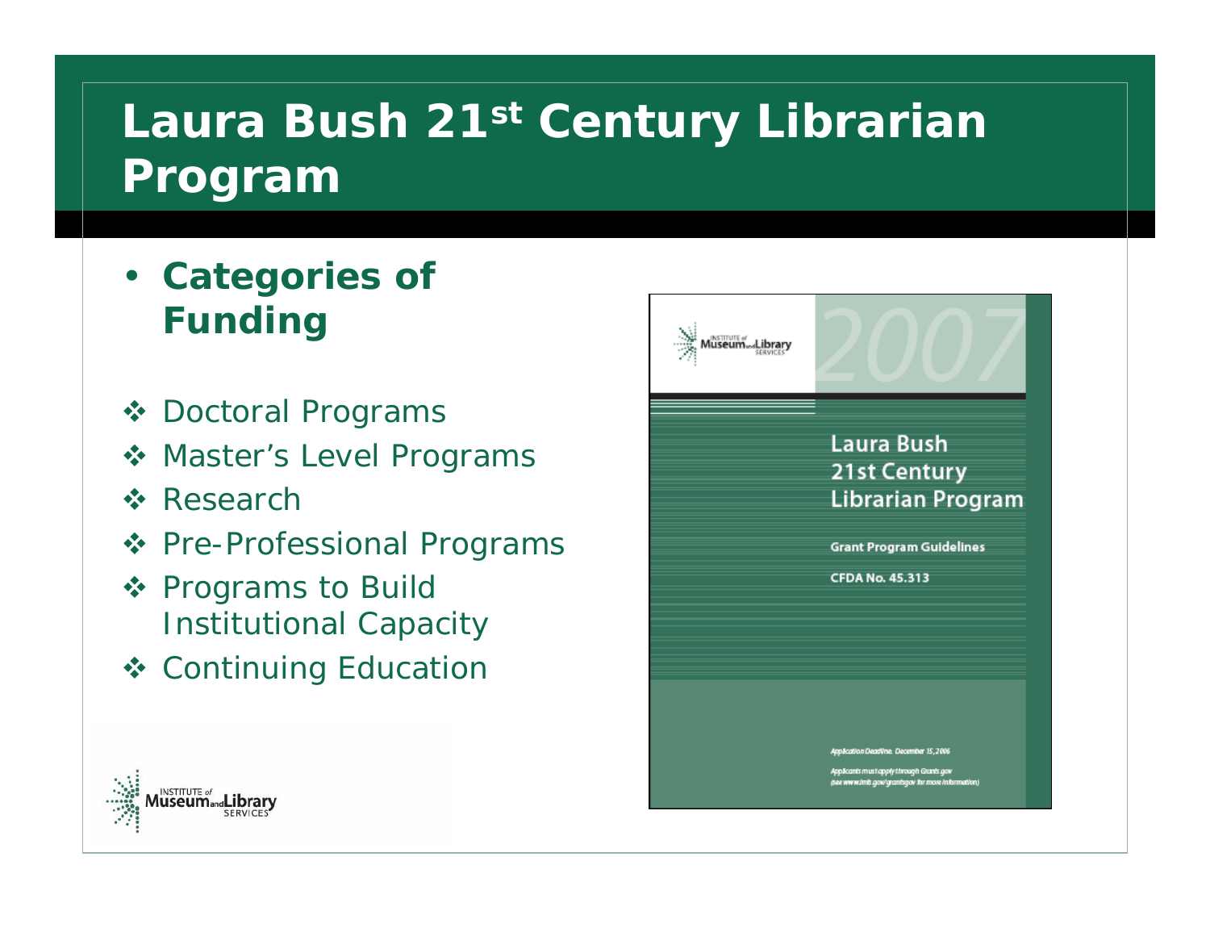# Laura Bush 21st Century Librarian Program

- **Categories of Funding**

- Doctoral Programs
- Master's Level Programs
- Research
- Pre-Professional Programs
- Programs to Build Institutional Capacity
- Continuing Education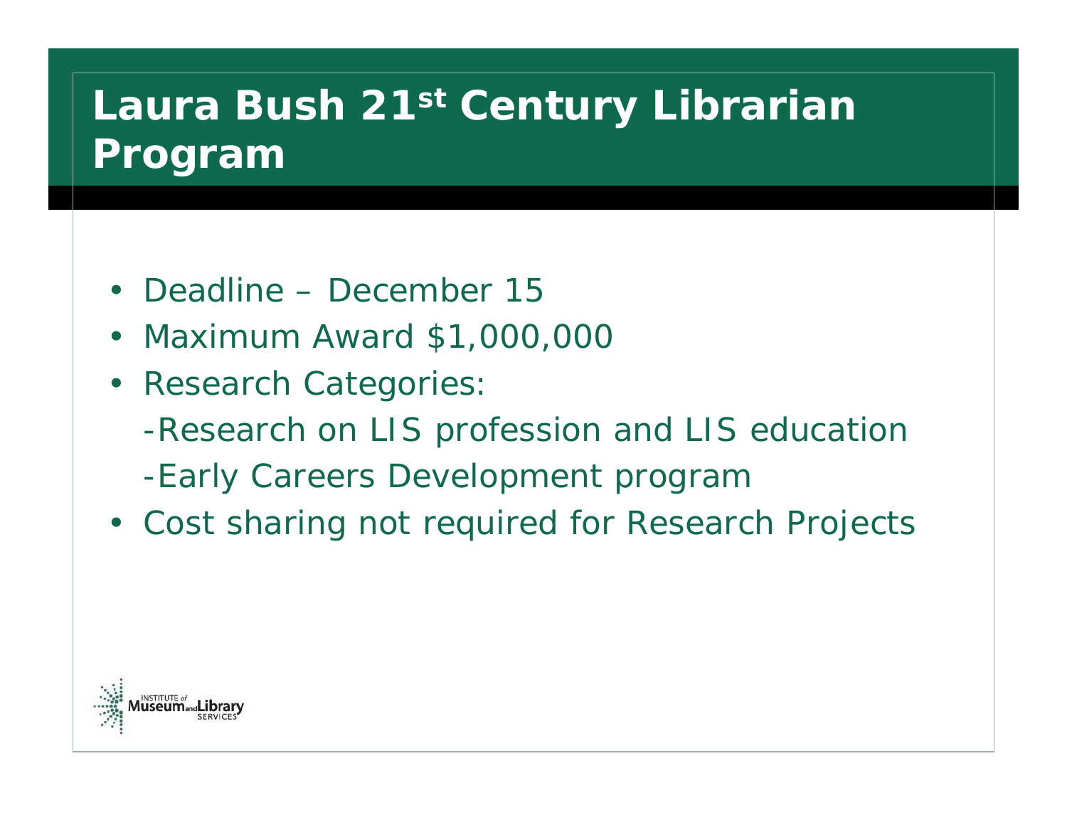# Laura Bush 21st Century Librarian Program

- Deadline – December 15
- Maximum Award $1,000,000
- Research Categories:
  - -Research on LIS profession and LIS education
  - -Early Careers Development program
- Cost sharing not required for Research Projects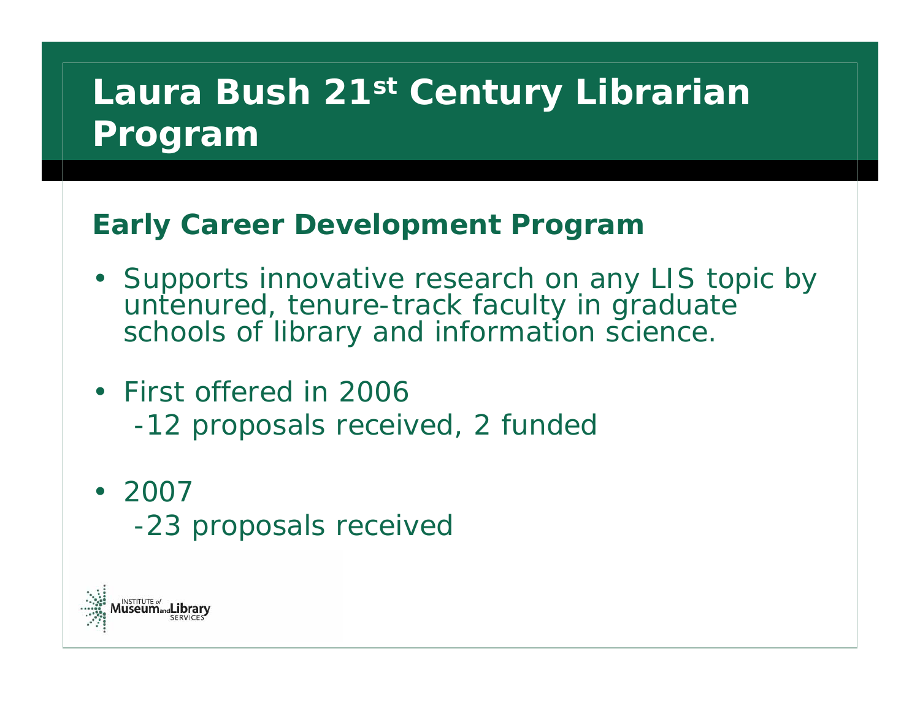# Laura Bush 21st Century Librarian Program

## Early Career Development Program

- Supports innovative research on any LIS topic by untenured, tenure-track faculty in graduate schools of library and information science.

- First offered in 2006
  - -12 proposals received, 2 funded

- 2007
  - -23 proposals received

INSTITUTE of Museum and Library SERVICES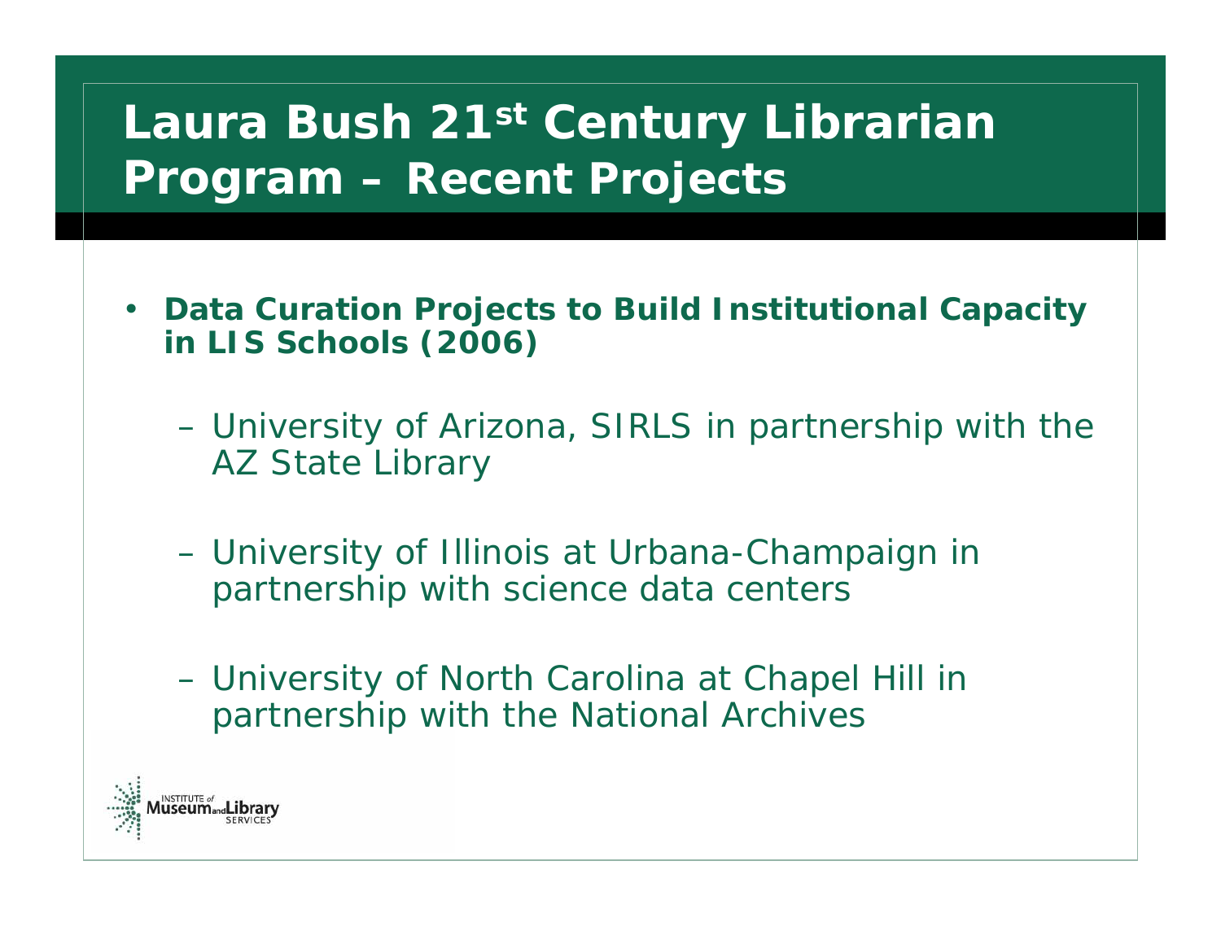# Laura Bush 21st Century Librarian Program – Recent Projects

- **Data Curation Projects to Build Institutional Capacity in LIS Schools (2006)**
  - University of Arizona, SIRLS in partnership with the AZ State Library
  - University of Illinois at Urbana-Champaign in partnership with science data centers
  - University of North Carolina at Chapel Hill in partnership with the National Archives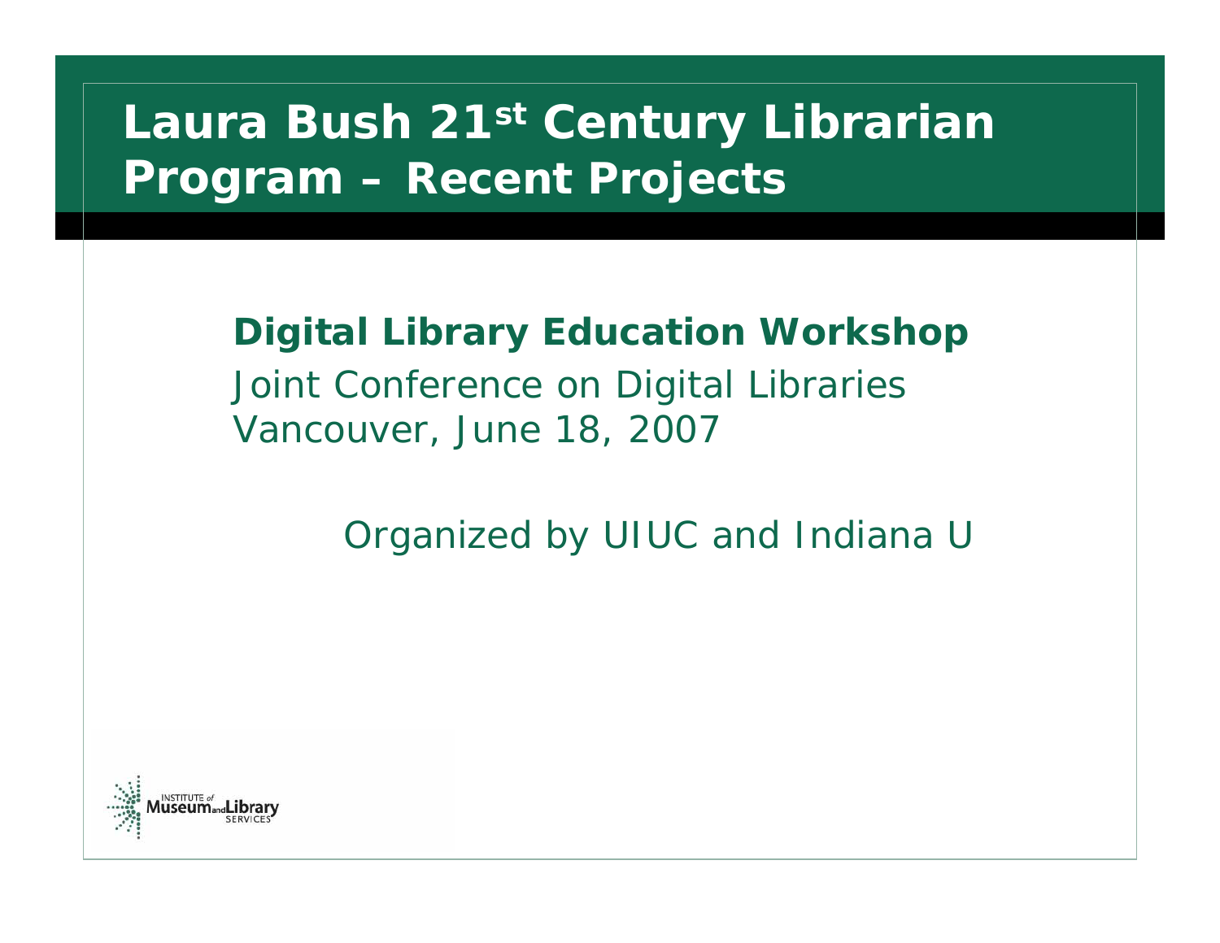# Laura Bush 21st Century Librarian Program – Recent Projects

**Digital Library Education Workshop**

Joint Conference on Digital Libraries
Vancouver, June 18, 2007

Organized by UIUC and Indiana U

INSTITUTE *of* Museum and Library SERVICES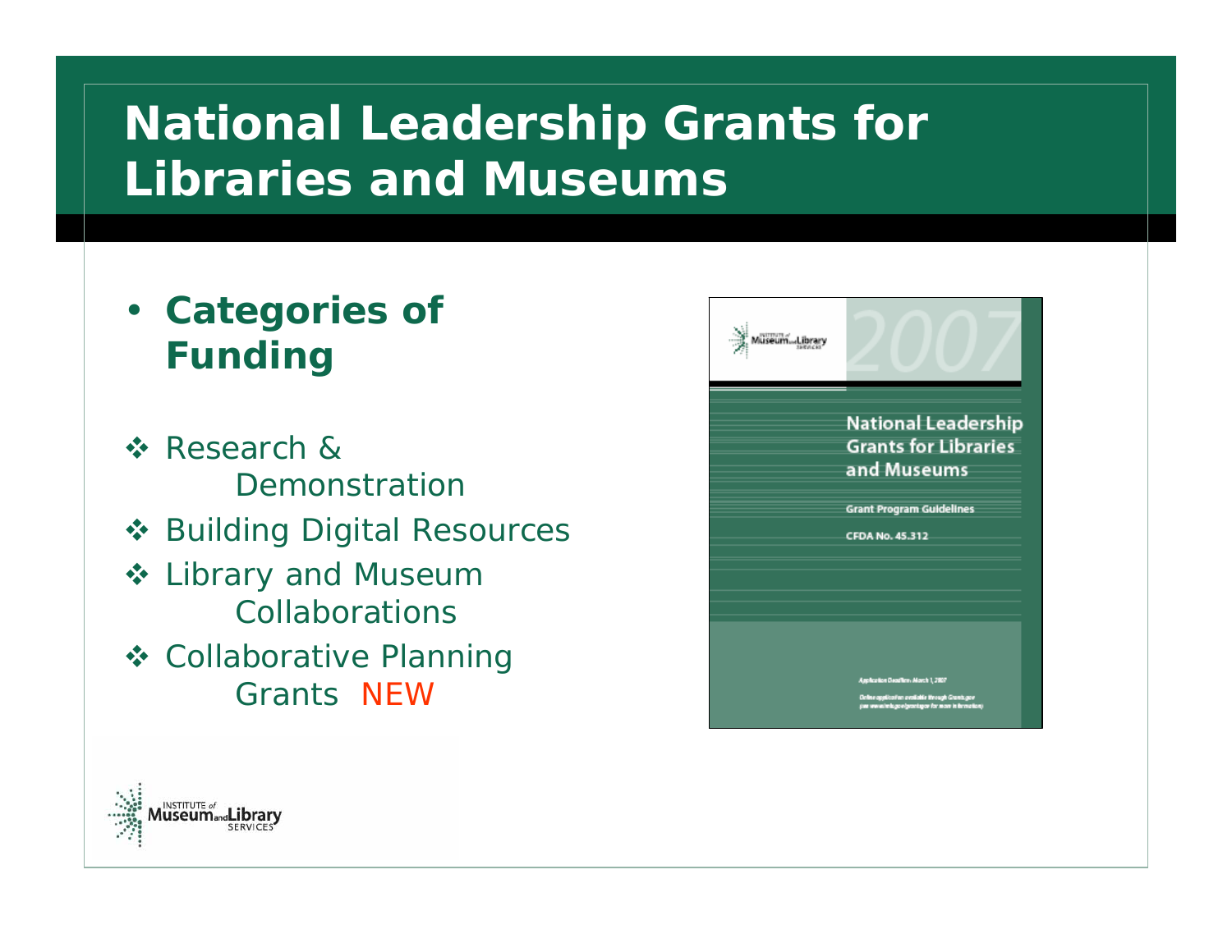# National Leadership Grants for Libraries and Museums

- **Categories of Funding**

- Research & Demonstration
- Building Digital Resources
- Library and Museum Collaborations
- Collaborative Planning Grants NEW

2007

National Leadership Grants for Libraries and Museums

Grant Program Guidelines

CFDA No. 45.312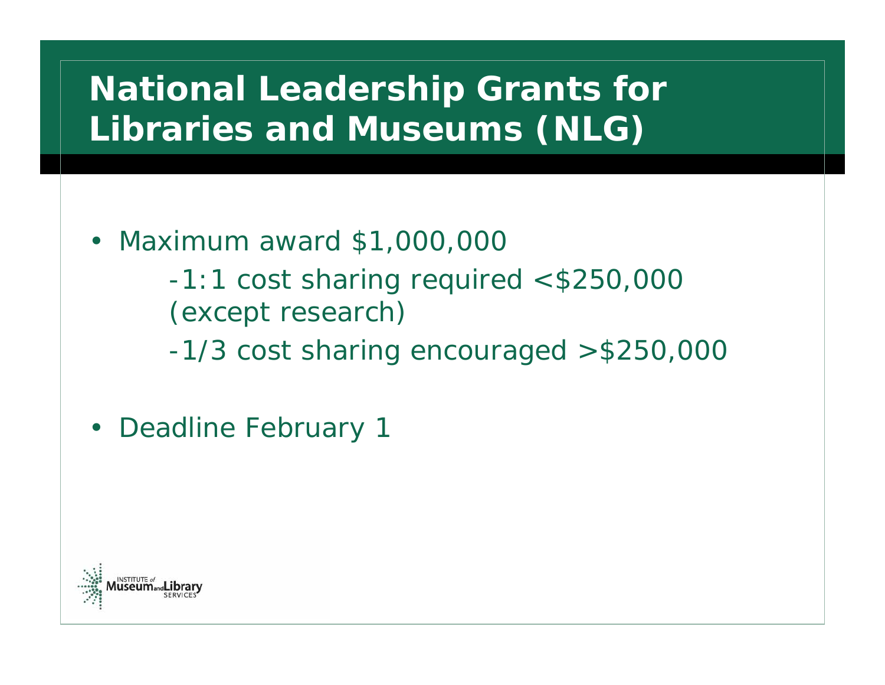# National Leadership Grants for Libraries and Museums (NLG)

- Maximum award $1,000,000
  - -1:1 cost sharing required <$250,000 (except research)
  - -1/3 cost sharing encouraged >$250,000
- Deadline February 1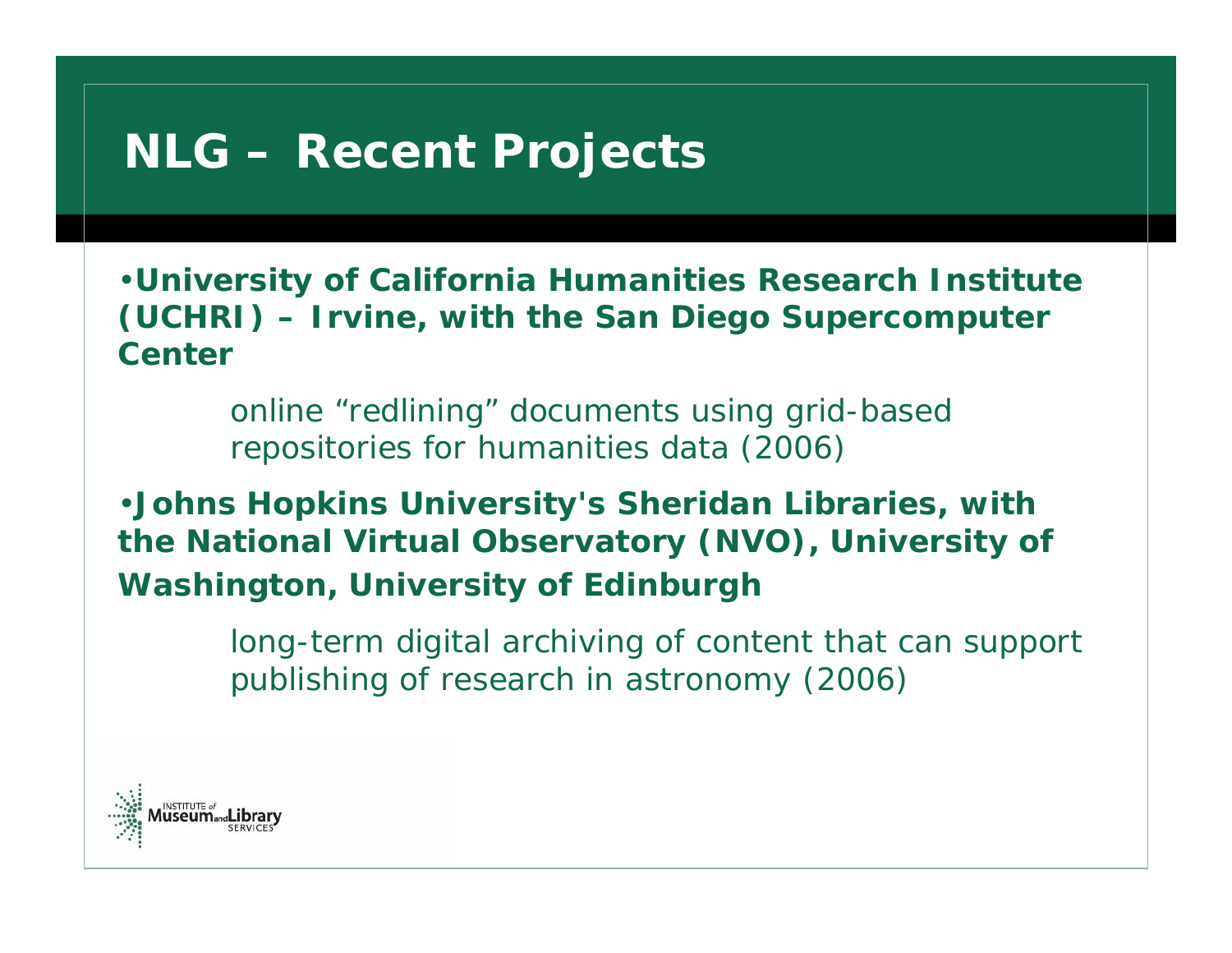# NLG – Recent Projects

- **University of California Humanities Research Institute (UCHRI) – Irvine, with the San Diego Supercomputer Center**

  online “redlining” documents using grid-based repositories for humanities data (2006)

- **Johns Hopkins University's Sheridan Libraries, with the National Virtual Observatory (NVO), University of Washington, University of Edinburgh**

  long-term digital archiving of content that can support publishing of research in astronomy (2006)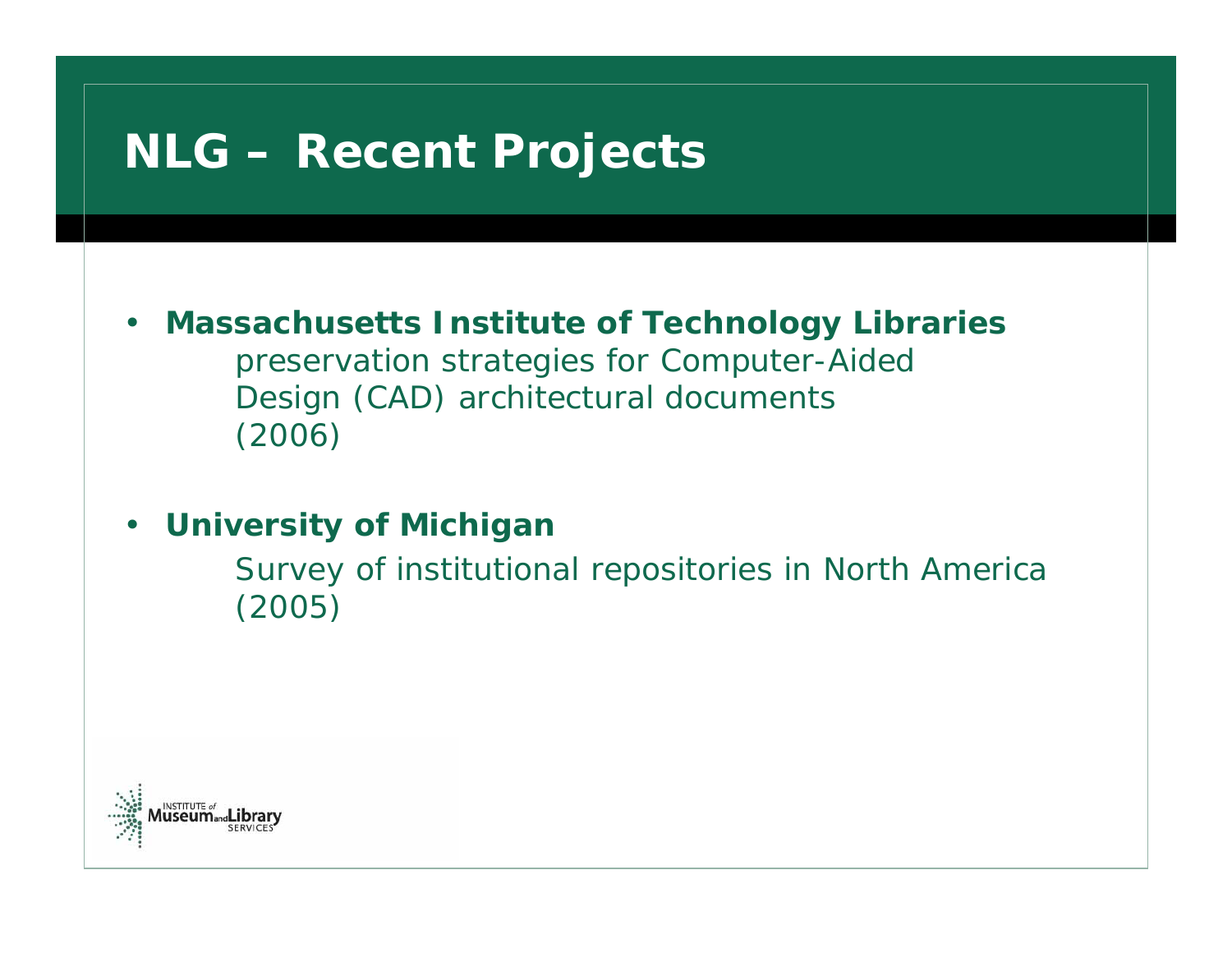# NLG – Recent Projects

- **Massachusetts Institute of Technology Libraries**
  preservation strategies for Computer-Aided Design (CAD) architectural documents (2006)

- **University of Michigan**
  Survey of institutional repositories in North America (2005)

INSTITUTE of Museum and Library SERVICES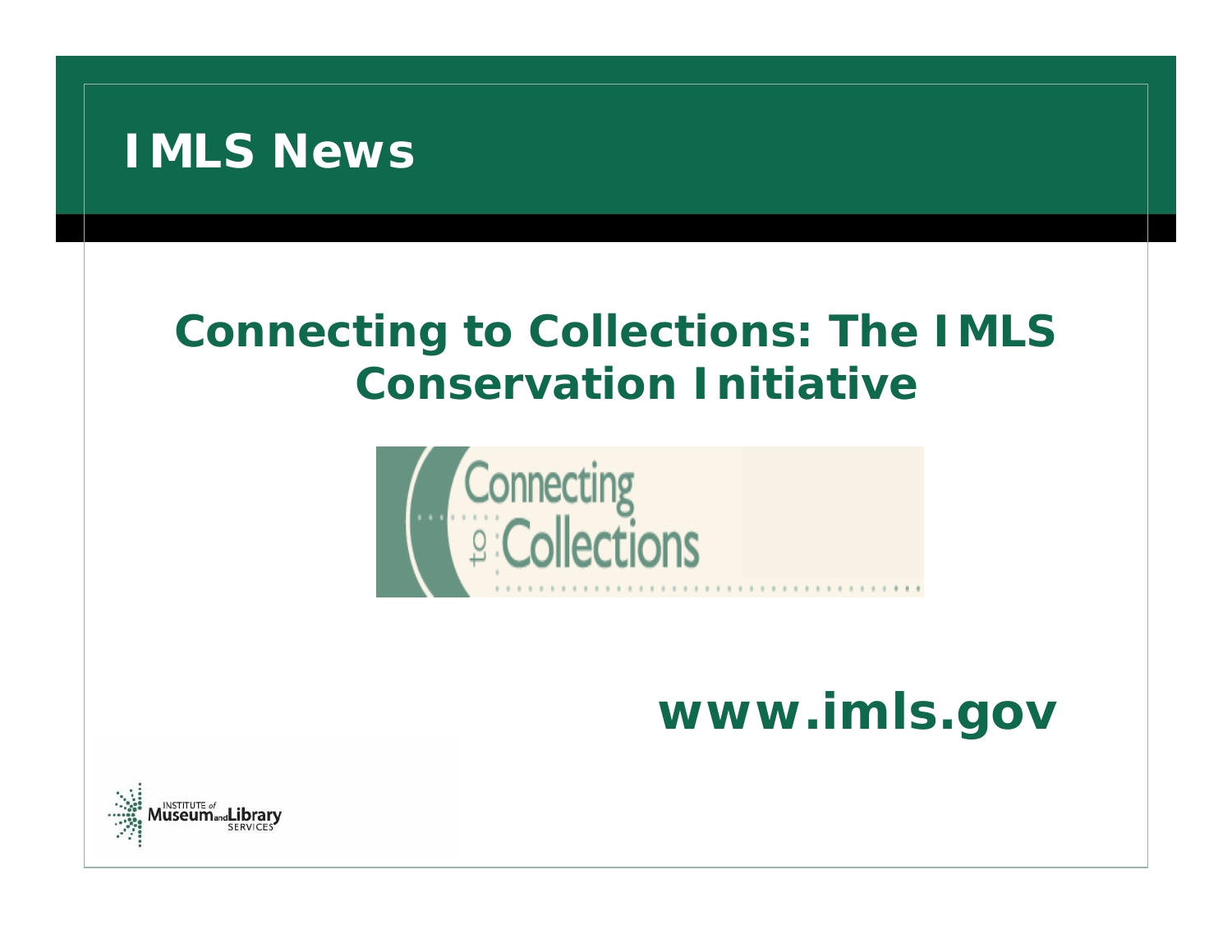# IMLS News

## Connecting to Collections: The IMLS Conservation Initiative

Connecting to Collections

**www.imls.gov**

INSTITUTE of Museum and Library SERVICES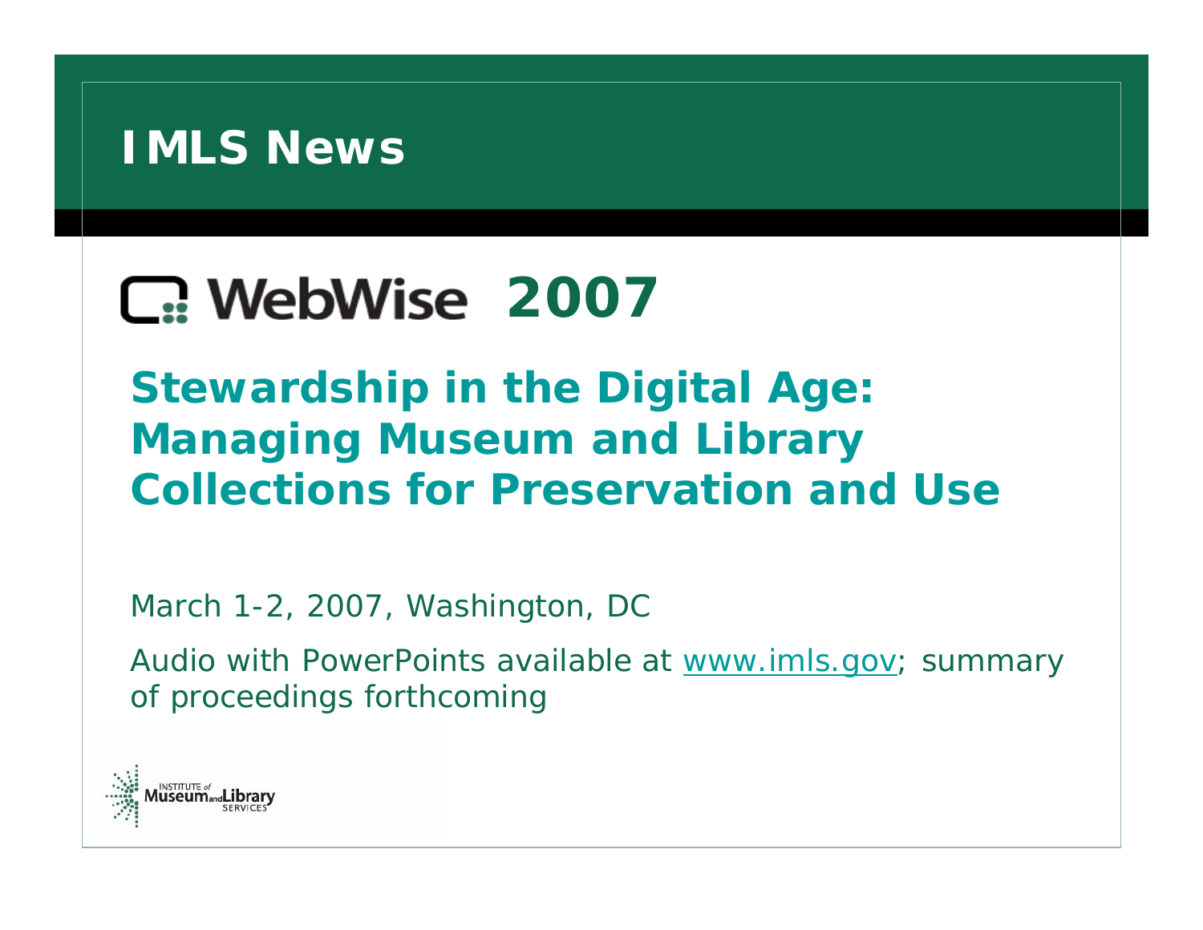# IMLS News

## WebWise 2007

### Stewardship in the Digital Age: Managing Museum and Library Collections for Preservation and Use

March 1-2, 2007, Washington, DC

Audio with PowerPoints available at www.imls.gov; summary of proceedings forthcoming

INSTITUTE of Museum and Library SERVICES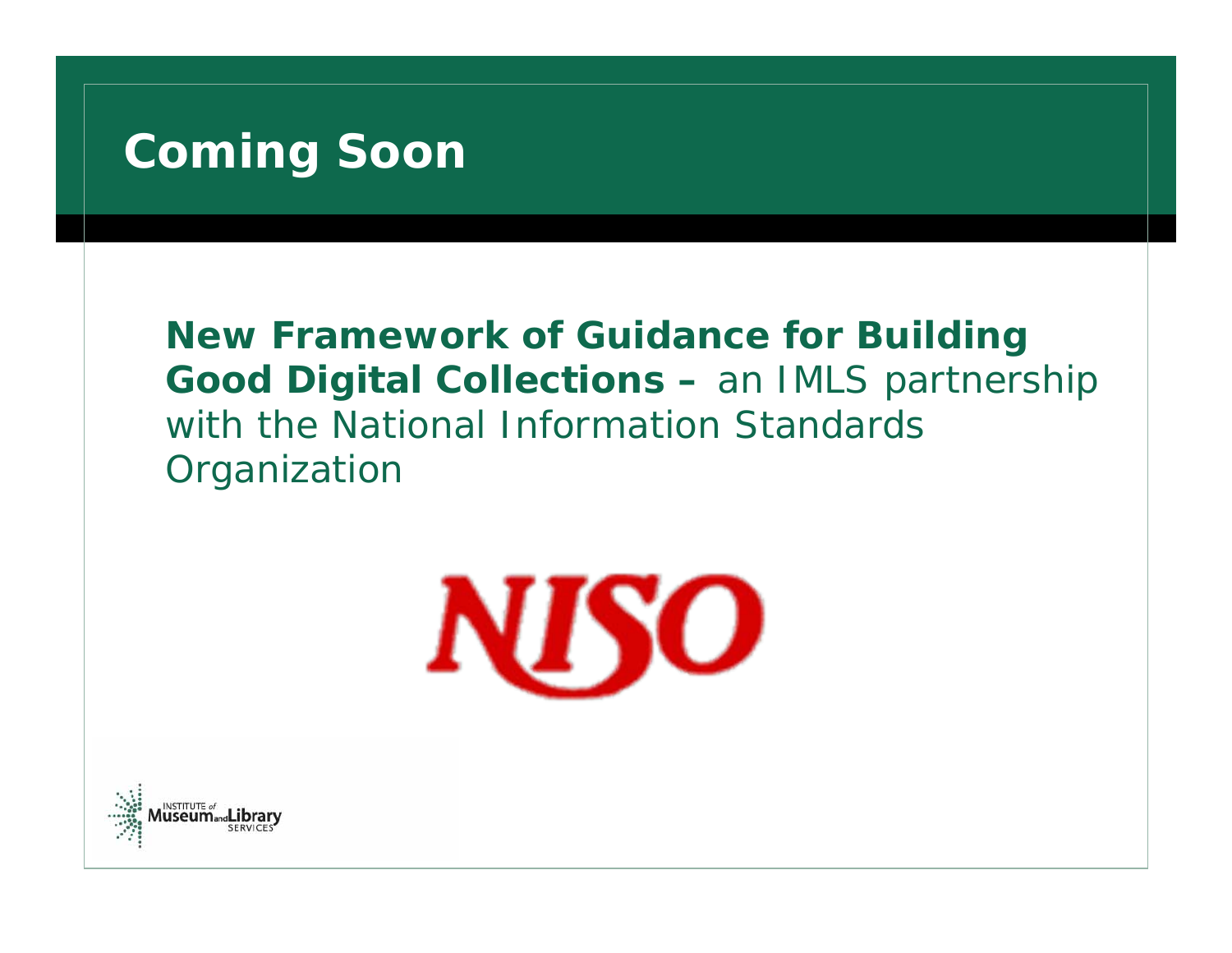# Coming Soon

**New Framework of Guidance for Building Good Digital Collections –** an IMLS partnership with the National Information Standards Organization

NISO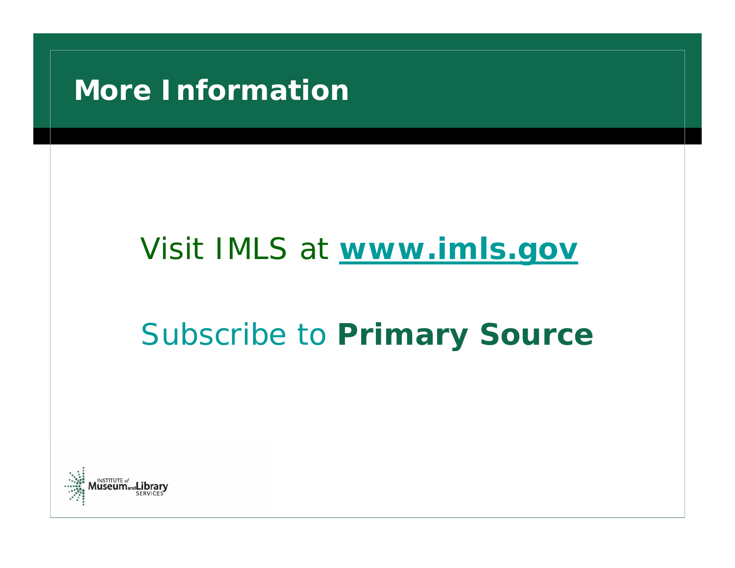# More Information

Visit IMLS at **www.imls.gov**

Subscribe to **Primary Source**

INSTITUTE of Museum and Library SERVICES